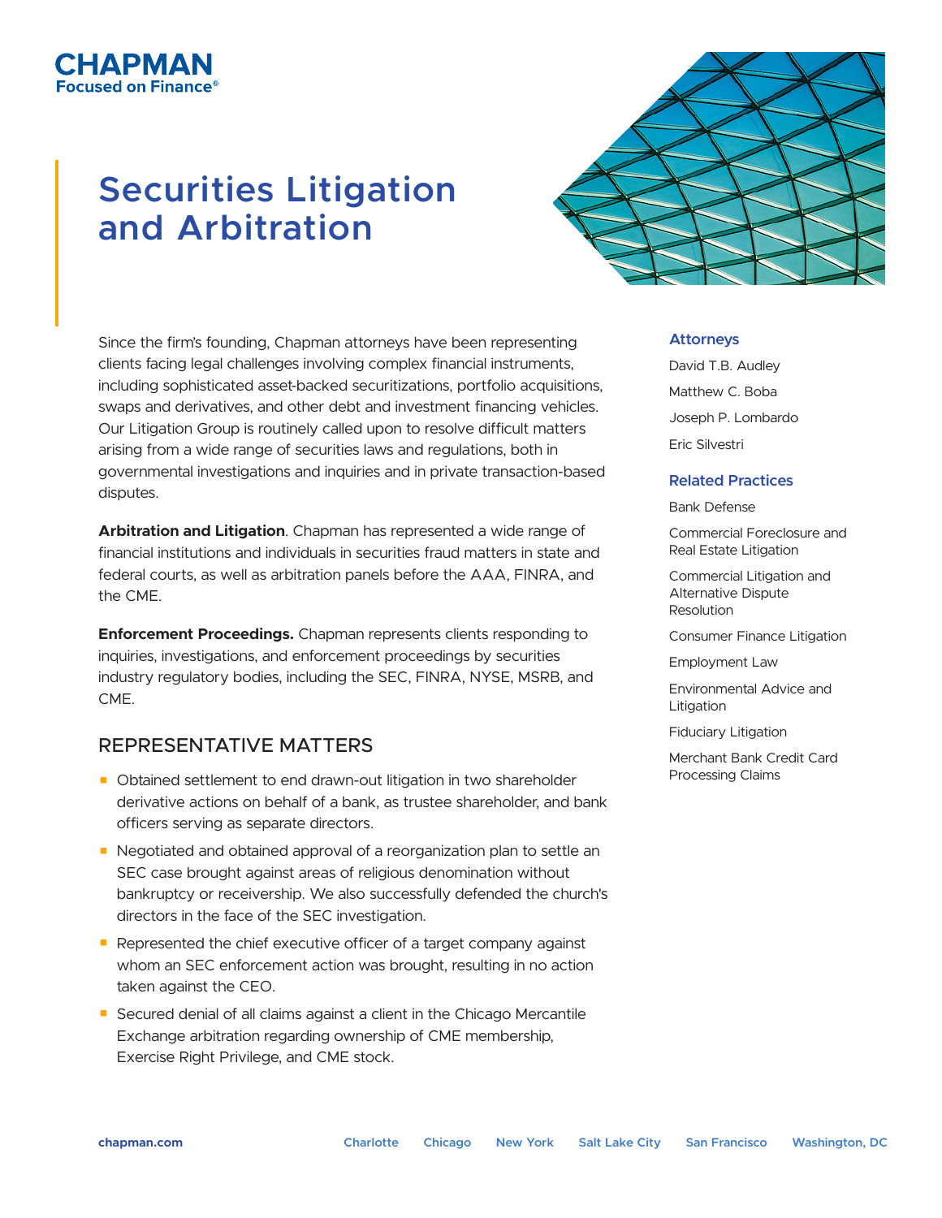CHAPMAN
Focused on Finance®

# Securities Litigation and Arbitration

Since the firm's founding, Chapman attorneys have been representing clients facing legal challenges involving complex financial instruments, including sophisticated asset-backed securitizations, portfolio acquisitions, swaps and derivatives, and other debt and investment financing vehicles. Our Litigation Group is routinely called upon to resolve difficult matters arising from a wide range of securities laws and regulations, both in governmental investigations and inquiries and in private transaction-based disputes.

**Arbitration and Litigation**. Chapman has represented a wide range of financial institutions and individuals in securities fraud matters in state and federal courts, as well as arbitration panels before the AAA, FINRA, and the CME.

**Enforcement Proceedings.** Chapman represents clients responding to inquiries, investigations, and enforcement proceedings by securities industry regulatory bodies, including the SEC, FINRA, NYSE, MSRB, and CME.

## REPRESENTATIVE MATTERS

- Obtained settlement to end drawn-out litigation in two shareholder derivative actions on behalf of a bank, as trustee shareholder, and bank officers serving as separate directors.
- Negotiated and obtained approval of a reorganization plan to settle an SEC case brought against areas of religious denomination without bankruptcy or receivership. We also successfully defended the church's directors in the face of the SEC investigation.
- Represented the chief executive officer of a target company against whom an SEC enforcement action was brought, resulting in no action taken against the CEO.
- Secured denial of all claims against a client in the Chicago Mercantile Exchange arbitration regarding ownership of CME membership, Exercise Right Privilege, and CME stock.

### Attorneys

David T.B. Audley

Matthew C. Boba

Joseph P. Lombardo

Eric Silvestri

### Related Practices

Bank Defense

Commercial Foreclosure and Real Estate Litigation

Commercial Litigation and Alternative Dispute Resolution

Consumer Finance Litigation

Employment Law

Environmental Advice and Litigation

Fiduciary Litigation

Merchant Bank Credit Card Processing Claims

chapman.com | Charlotte | Chicago | New York | Salt Lake City | San Francisco | Washington, DC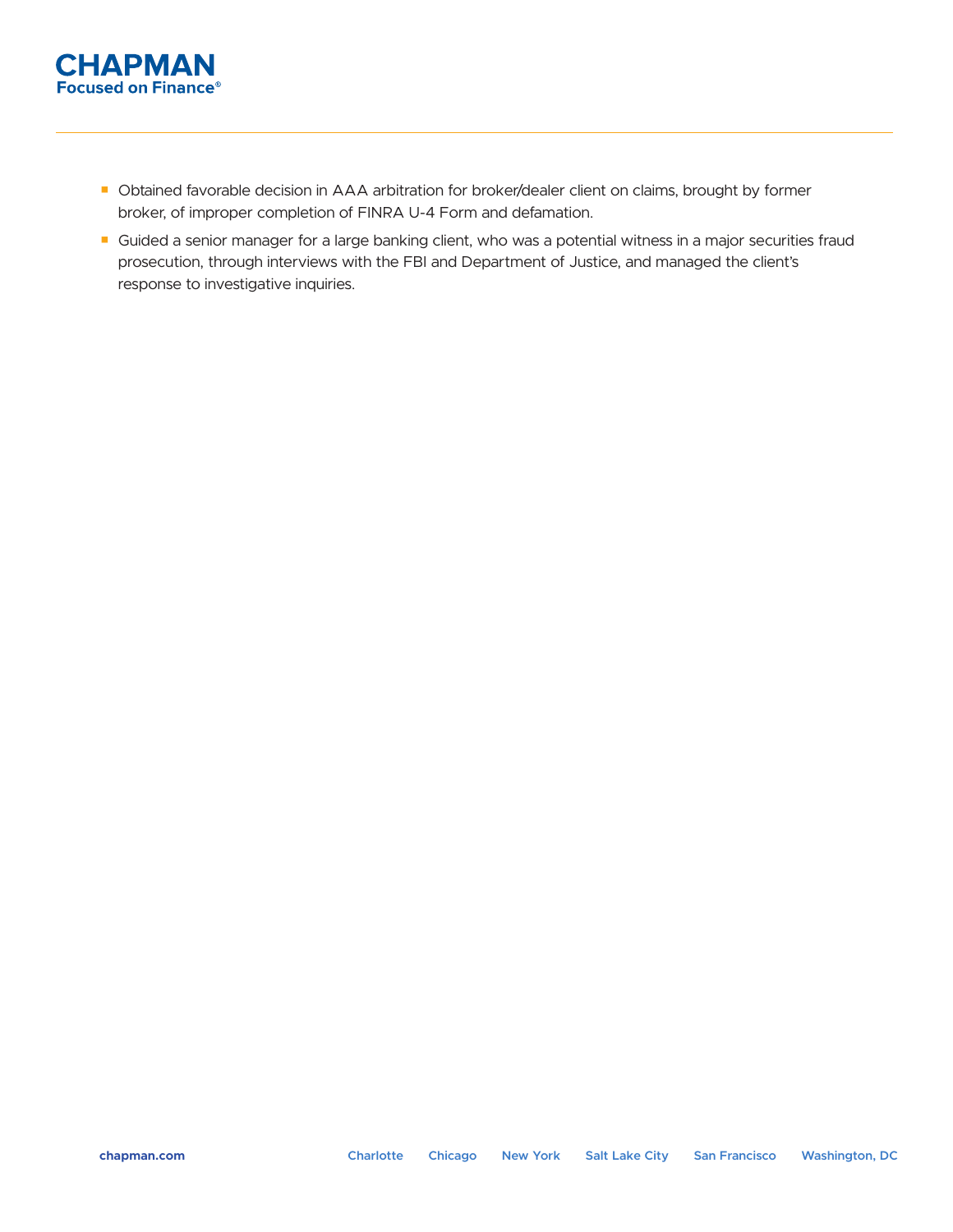- Obtained favorable decision in AAA arbitration for broker/dealer client on claims, brought by former broker, of improper completion of FINRA U-4 Form and defamation.
- Guided a senior manager for a large banking client, who was a potential witness in a major securities fraud prosecution, through interviews with the FBI and Department of Justice, and managed the client's response to investigative inquiries.